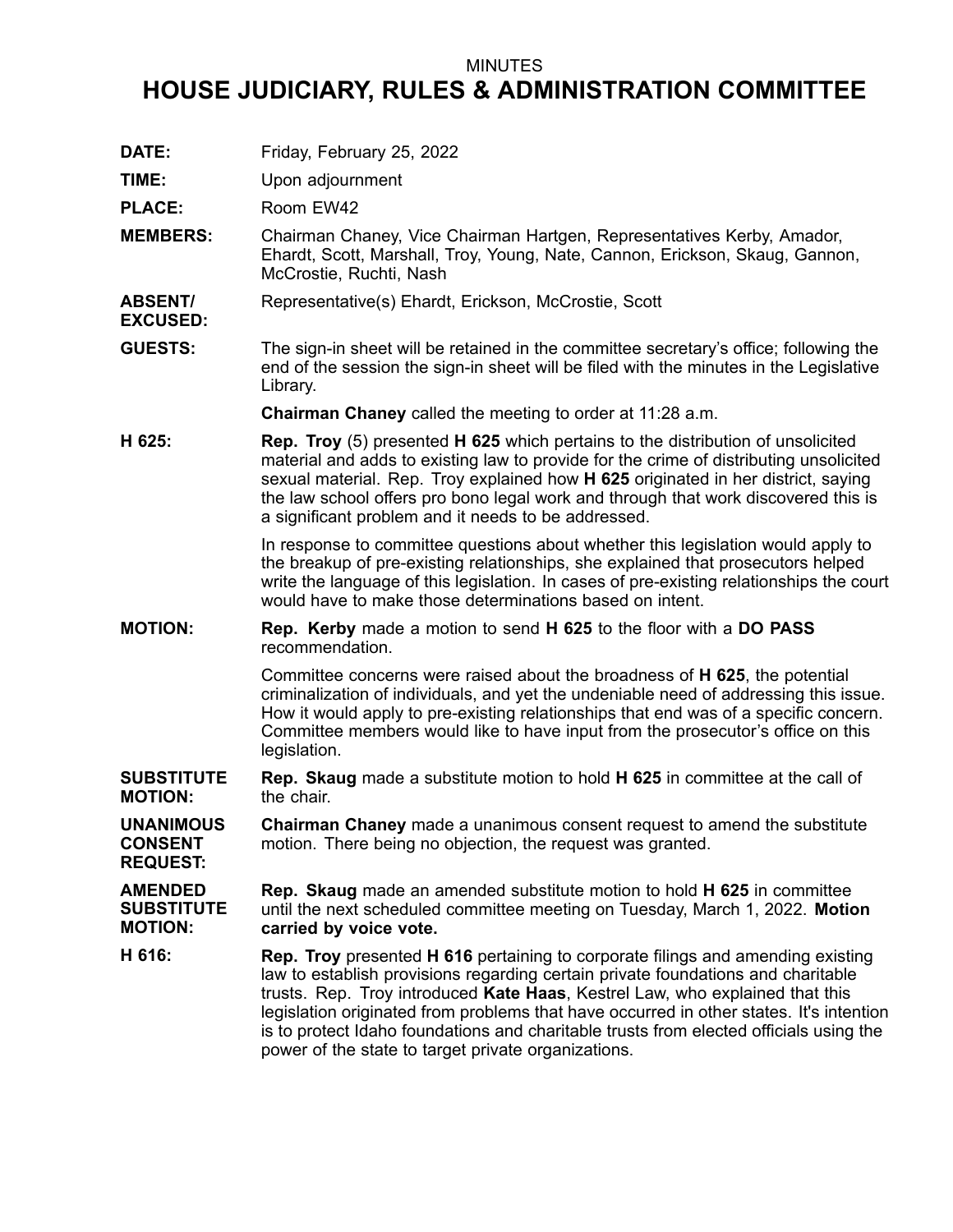MINUTES

# HOUSE JUDICIARY, RULES & ADMINISTRATION COMMITTEE

**DATE:** Friday, February 25, 2022

**TIME:** Upon adjournment

**PLACE:** Room EW42

**MEMBERS:** Chairman Chaney, Vice Chairman Hartgen, Representatives Kerby, Amador, Ehardt, Scott, Marshall, Troy, Young, Nate, Cannon, Erickson, Skaug, Gannon, McCrostie, Ruchti, Nash

**ABSENT/ EXCUSED:** Representative(s) Ehardt, Erickson, McCrostie, Scott

**GUESTS:** The sign-in sheet will be retained in the committee secretary's office; following the end of the session the sign-in sheet will be filed with the minutes in the Legislative Library.

**Chairman Chaney** called the meeting to order at 11:28 a.m.

**H 625:** **Rep. Troy** (5) presented **H 625** which pertains to the distribution of unsolicited material and adds to existing law to provide for the crime of distributing unsolicited sexual material. Rep. Troy explained how **H 625** originated in her district, saying the law school offers pro bono legal work and through that work discovered this is a significant problem and it needs to be addressed.

In response to committee questions about whether this legislation would apply to the breakup of pre-existing relationships, she explained that prosecutors helped write the language of this legislation. In cases of pre-existing relationships the court would have to make those determinations based on intent.

**MOTION:** **Rep. Kerby** made a motion to send **H 625** to the floor with a **DO PASS** recommendation.

Committee concerns were raised about the broadness of **H 625**, the potential criminalization of individuals, and yet the undeniable need of addressing this issue. How it would apply to pre-existing relationships that end was of a specific concern. Committee members would like to have input from the prosecutor's office on this legislation.

**SUBSTITUTE MOTION:** **Rep. Skaug** made a substitute motion to hold **H 625** in committee at the call of the chair.

**UNANIMOUS CONSENT REQUEST:** **Chairman Chaney** made a unanimous consent request to amend the substitute motion. There being no objection, the request was granted.

**AMENDED SUBSTITUTE MOTION:** **Rep. Skaug** made an amended substitute motion to hold **H 625** in committee until the next scheduled committee meeting on Tuesday, March 1, 2022. **Motion carried by voice vote.**

**H 616:** **Rep. Troy** presented **H 616** pertaining to corporate filings and amending existing law to establish provisions regarding certain private foundations and charitable trusts. Rep. Troy introduced **Kate Haas**, Kestrel Law, who explained that this legislation originated from problems that have occurred in other states. It's intention is to protect Idaho foundations and charitable trusts from elected officials using the power of the state to target private organizations.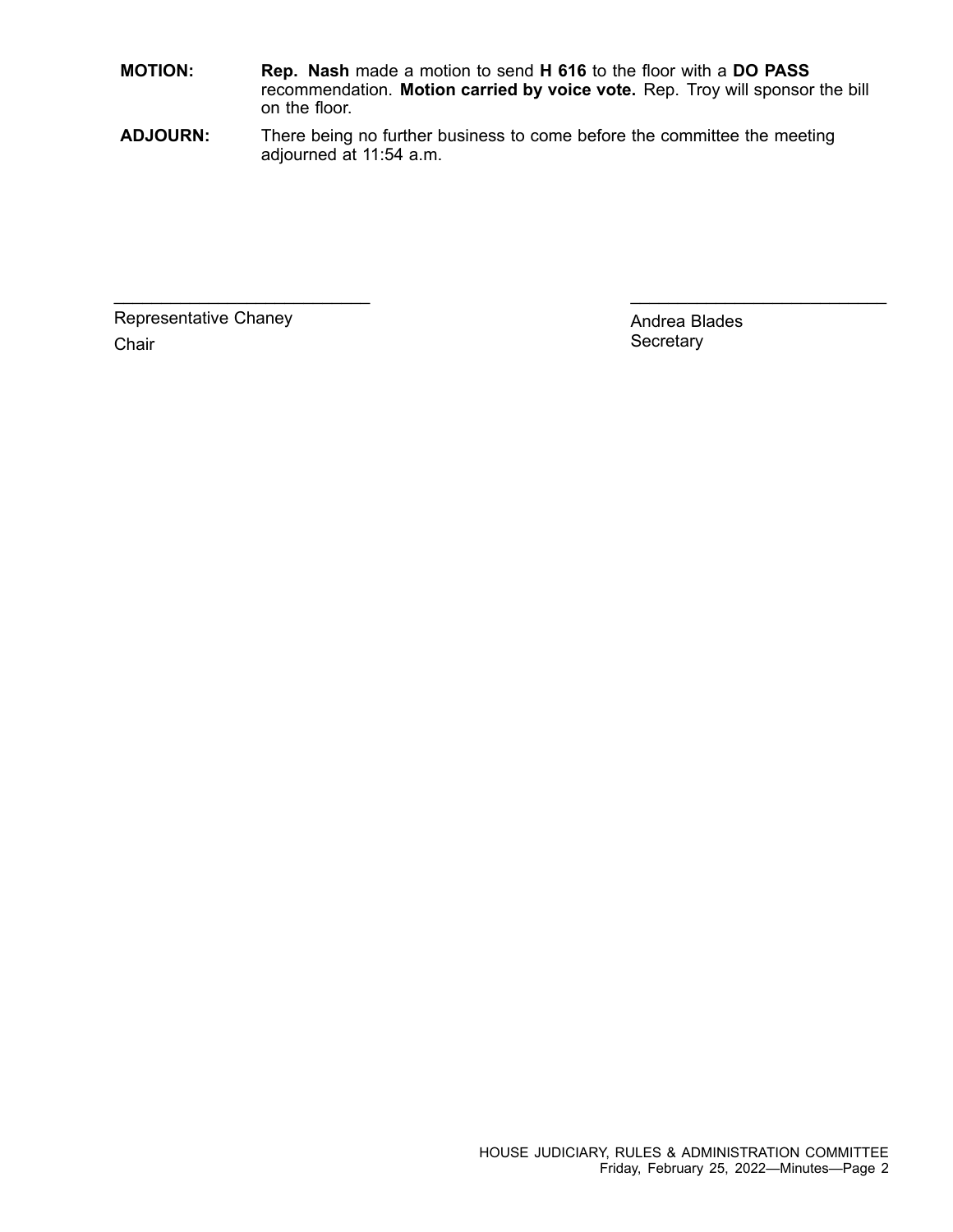**MOTION:** **Rep. Nash** made a motion to send **H 616** to the floor with a **DO PASS** recommendation. **Motion carried by voice vote.** Rep. Troy will sponsor the bill on the floor.

**ADJOURN:** There being no further business to come before the committee the meeting adjourned at 11:54 a.m.

___________________________
Representative Chaney
Chair

___________________________
Andrea Blades
Secretary